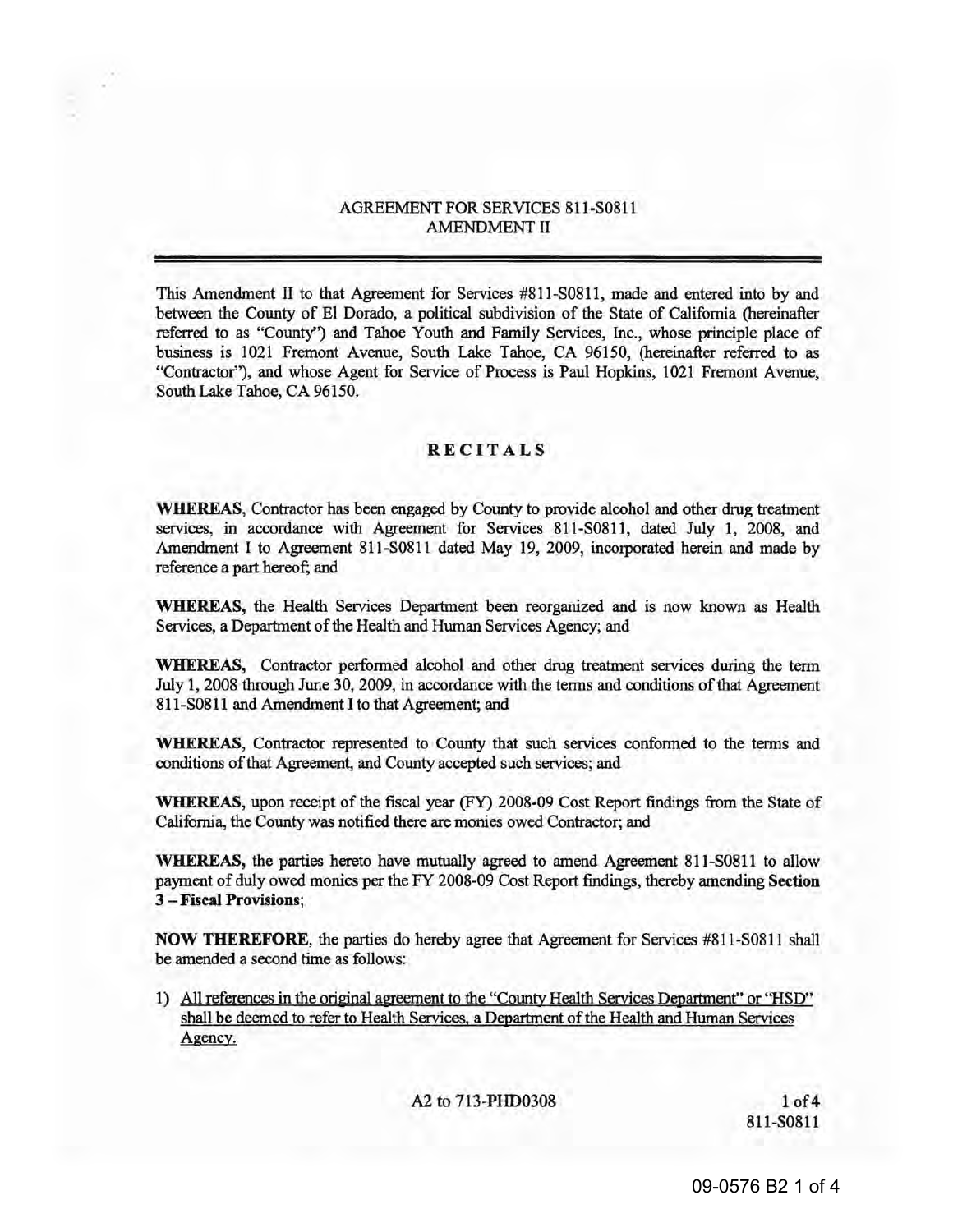AGREEMENT FOR SERVICES 811-S0811
AMENDMENT II

---

This Amendment II to that Agreement for Services #811-S0811, made and entered into by and between the County of El Dorado, a political subdivision of the State of California (hereinafter referred to as "County") and Tahoe Youth and Family Services, Inc., whose principle place of business is 1021 Fremont Avenue, South Lake Tahoe, CA 96150, (hereinafter referred to as "Contractor"), and whose Agent for Service of Process is Paul Hopkins, 1021 Fremont Avenue, South Lake Tahoe, CA 96150.

## RECITALS

**WHEREAS,** Contractor has been engaged by County to provide alcohol and other drug treatment services, in accordance with Agreement for Services 811-S0811, dated July 1, 2008, and Amendment I to Agreement 811-S0811 dated May 19, 2009, incorporated herein and made by reference a part hereof; and

**WHEREAS,** the Health Services Department been reorganized and is now known as Health Services, a Department of the Health and Human Services Agency; and

**WHEREAS,** Contractor performed alcohol and other drug treatment services during the term July 1, 2008 through June 30, 2009, in accordance with the terms and conditions of that Agreement 811-S0811 and Amendment I to that Agreement; and

**WHEREAS,** Contractor represented to County that such services conformed to the terms and conditions of that Agreement, and County accepted such services; and

**WHEREAS,** upon receipt of the fiscal year (FY) 2008-09 Cost Report findings from the State of California, the County was notified there are monies owed Contractor; and

**WHEREAS,** the parties hereto have mutually agreed to amend Agreement 811-S0811 to allow payment of duly owed monies per the FY 2008-09 Cost Report findings, thereby amending **Section 3 – Fiscal Provisions**;

**NOW THEREFORE,** the parties do hereby agree that Agreement for Services #811-S0811 shall be amended a second time as follows:

1) <u>All references in the original agreement to the "County Health Services Department" or "HSD" shall be deemed to refer to Health Services, a Department of the Health and Human Services Agency.</u>

A2 to 713-PHD0308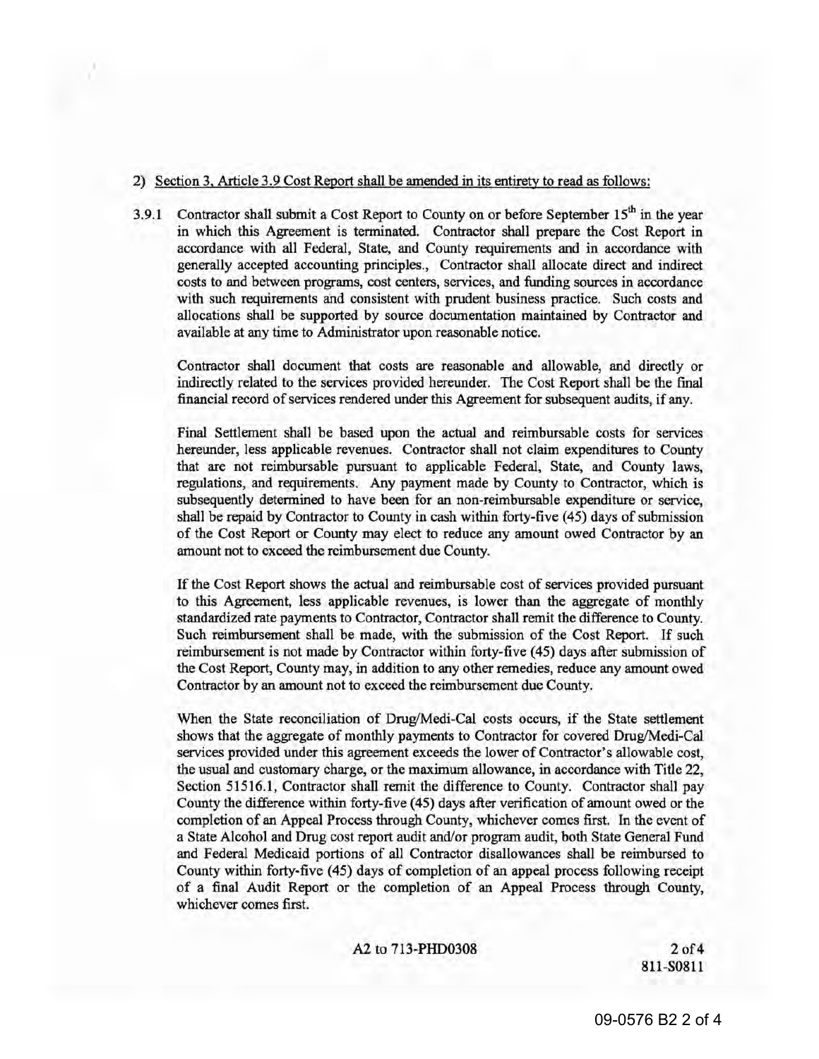2) Section 3, Article 3.9 Cost Report shall be amended in its entirety to read as follows:

3.9.1 Contractor shall submit a Cost Report to County on or before September 15th in the year in which this Agreement is terminated. Contractor shall prepare the Cost Report in accordance with all Federal, State, and County requirements and in accordance with generally accepted accounting principles., Contractor shall allocate direct and indirect costs to and between programs, cost centers, services, and funding sources in accordance with such requirements and consistent with prudent business practice. Such costs and allocations shall be supported by source documentation maintained by Contractor and available at any time to Administrator upon reasonable notice.

Contractor shall document that costs are reasonable and allowable, and directly or indirectly related to the services provided hereunder. The Cost Report shall be the final financial record of services rendered under this Agreement for subsequent audits, if any.

Final Settlement shall be based upon the actual and reimbursable costs for services hereunder, less applicable revenues. Contractor shall not claim expenditures to County that are not reimbursable pursuant to applicable Federal, State, and County laws, regulations, and requirements. Any payment made by County to Contractor, which is subsequently determined to have been for an non-reimbursable expenditure or service, shall be repaid by Contractor to County in cash within forty-five (45) days of submission of the Cost Report or County may elect to reduce any amount owed Contractor by an amount not to exceed the reimbursement due County.

If the Cost Report shows the actual and reimbursable cost of services provided pursuant to this Agreement, less applicable revenues, is lower than the aggregate of monthly standardized rate payments to Contractor, Contractor shall remit the difference to County. Such reimbursement shall be made, with the submission of the Cost Report. If such reimbursement is not made by Contractor within forty-five (45) days after submission of the Cost Report, County may, in addition to any other remedies, reduce any amount owed Contractor by an amount not to exceed the reimbursement due County.

When the State reconciliation of Drug/Medi-Cal costs occurs, if the State settlement shows that the aggregate of monthly payments to Contractor for covered Drug/Medi-Cal services provided under this agreement exceeds the lower of Contractor's allowable cost, the usual and customary charge, or the maximum allowance, in accordance with Title 22, Section 51516.1, Contractor shall remit the difference to County. Contractor shall pay County the difference within forty-five (45) days after verification of amount owed or the completion of an Appeal Process through County, whichever comes first. In the event of a State Alcohol and Drug cost report audit and/or program audit, both State General Fund and Federal Medicaid portions of all Contractor disallowances shall be reimbursed to County within forty-five (45) days of completion of an appeal process following receipt of a final Audit Report or the completion of an Appeal Process through County, whichever comes first.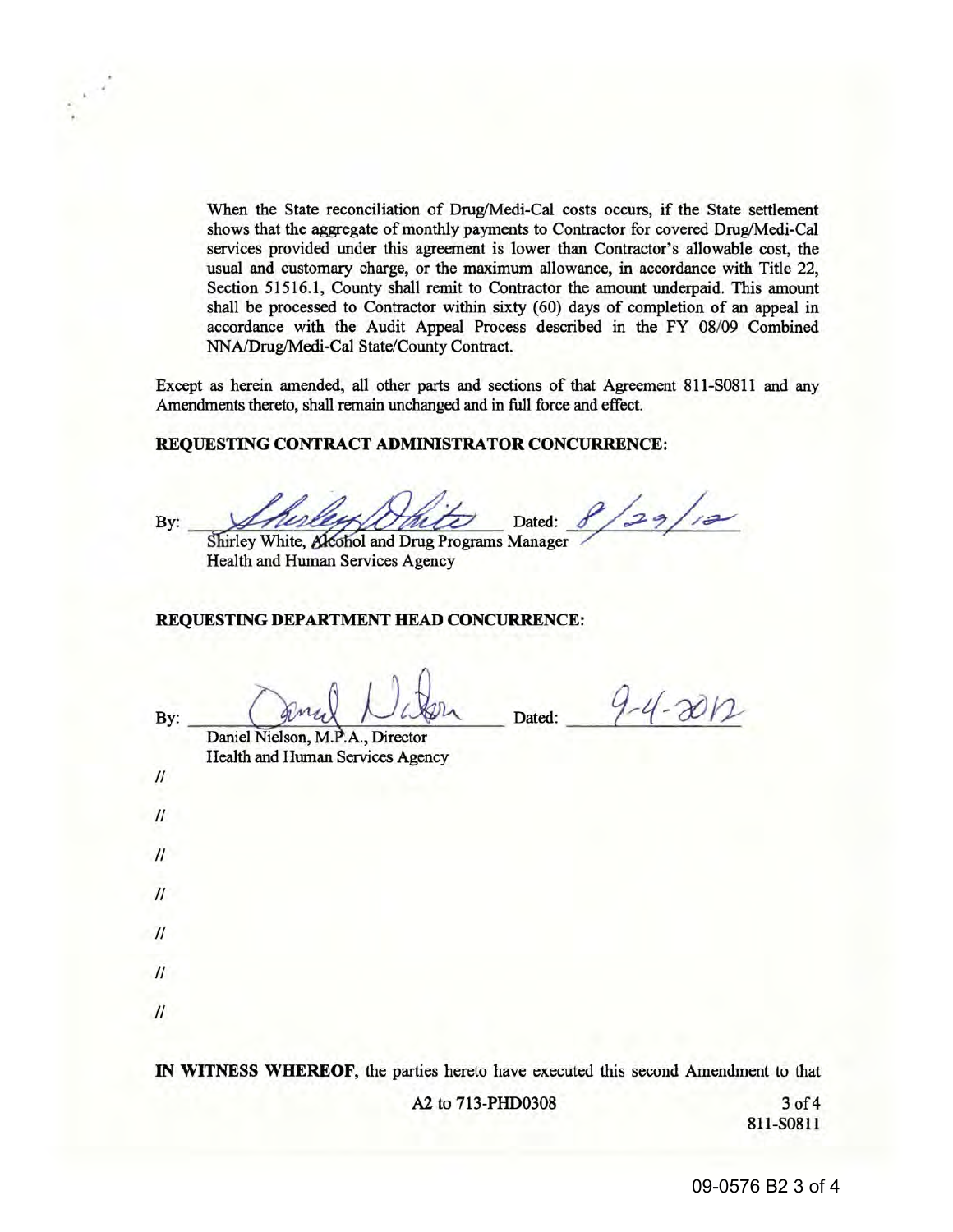When the State reconciliation of Drug/Medi-Cal costs occurs, if the State settlement shows that the aggregate of monthly payments to Contractor for covered Drug/Medi-Cal services provided under this agreement is lower than Contractor's allowable cost, the usual and customary charge, or the maximum allowance, in accordance with Title 22, Section 51516.1, County shall remit to Contractor the amount underpaid. This amount shall be processed to Contractor within sixty (60) days of completion of an appeal in accordance with the Audit Appeal Process described in the FY 08/09 Combined NNA/Drug/Medi-Cal State/County Contract.

Except as herein amended, all other parts and sections of that Agreement 811-S0811 and any Amendments thereto, shall remain unchanged and in full force and effect.

**REQUESTING CONTRACT ADMINISTRATOR CONCURRENCE:**

By: *Shirley White* Dated: *8/29/12*

Shirley White, Alcohol and Drug Programs Manager
Health and Human Services Agency

**REQUESTING DEPARTMENT HEAD CONCURRENCE:**

By: *Daniel Nielson* Dated: *9-4-2012*

Daniel Nielson, M.P.A., Director
Health and Human Services Agency

//

//

//

//

//

//

//

**IN WITNESS WHEREOF,** the parties hereto have executed this second Amendment to that

A2 to 713-PHD0308

811-S0811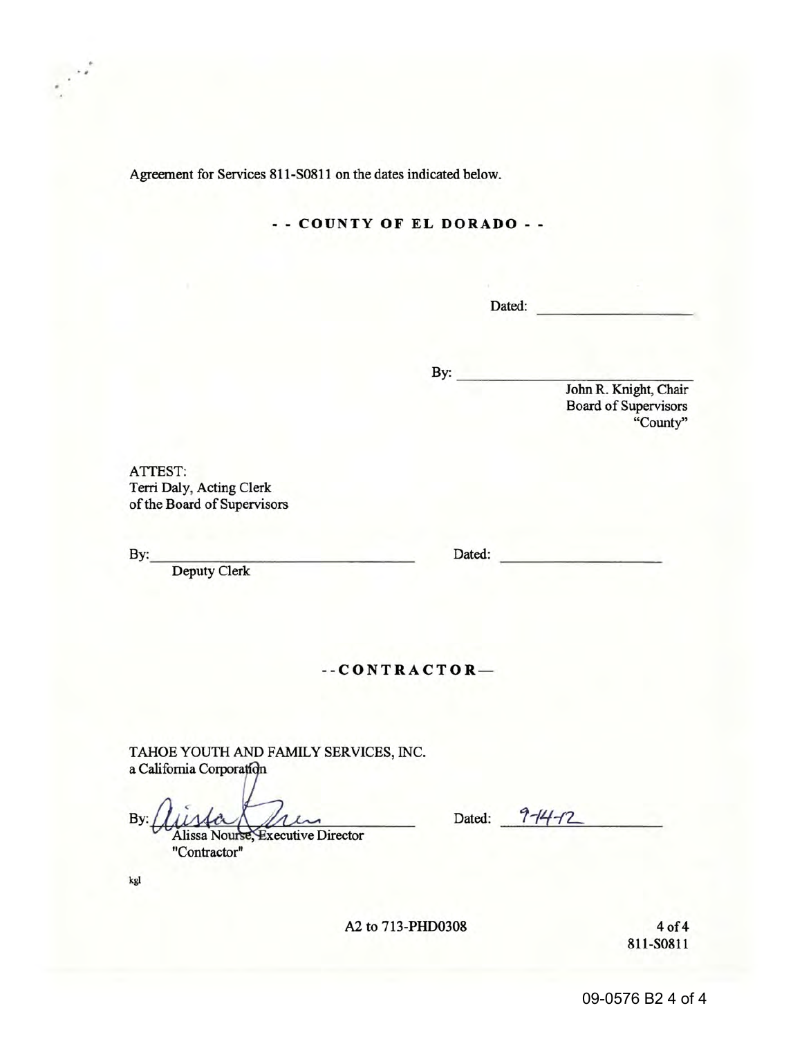Agreement for Services 811-S0811 on the dates indicated below.

**- - COUNTY OF EL DORADO - -**

Dated: ____________________

By: ______________________________
John R. Knight, Chair
Board of Supervisors
"County"

ATTEST:
Terri Daly, Acting Clerk
of the Board of Supervisors

By: ______________________________ Dated: ____________________
Deputy Clerk

**- - CONTRACTOR—**

TAHOE YOUTH AND FAMILY SERVICES, INC.
a California Corporation

By: ______________________________ Dated: 9-14-12
Alissa Nourse, Executive Director
"Contractor"

kgl

A2 to 713-PHD0308

811-S0811